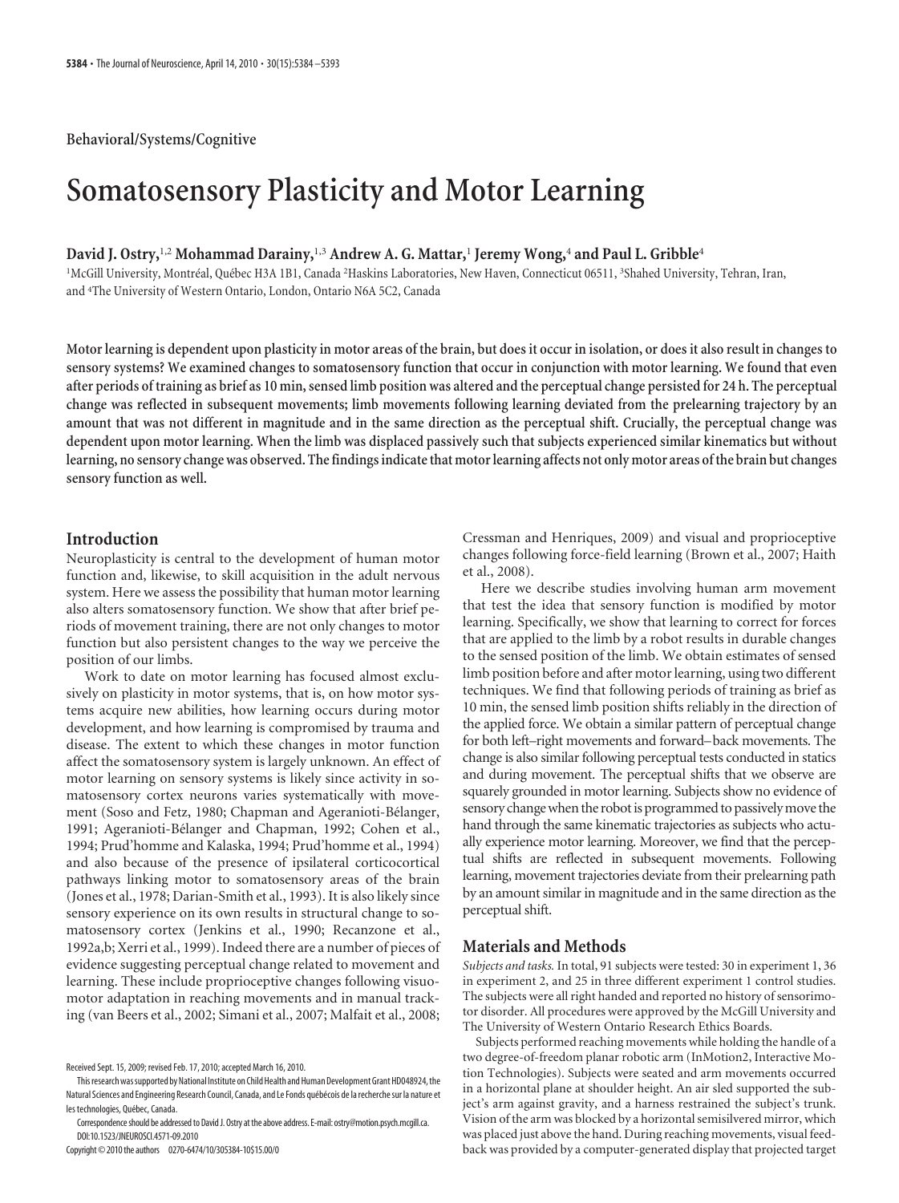Behavioral/Systems/Cognitive

# Somatosensory Plasticity and Motor Learning

**David J. Ostry,[1,2] Mohammad Darainy,[1,3] Andrew A. G. Mattar,[1] Jeremy Wong,[4] and Paul L. Gribble[4]**

[1]McGill University, Montréal, Québec H3A 1B1, Canada [2]Haskins Laboratories, New Haven, Connecticut 06511, [3]Shahed University, Tehran, Iran, and [4]The University of Western Ontario, London, Ontario N6A 5C2, Canada

**Motor learning is dependent upon plasticity in motor areas of the brain, but does it occur in isolation, or does it also result in changes to sensory systems? We examined changes to somatosensory function that occur in conjunction with motor learning. We found that even after periods of training as brief as 10 min, sensed limb position was altered and the perceptual change persisted for 24 h. The perceptual change was reflected in subsequent movements; limb movements following learning deviated from the prelearning trajectory by an amount that was not different in magnitude and in the same direction as the perceptual shift. Crucially, the perceptual change was dependent upon motor learning. When the limb was displaced passively such that subjects experienced similar kinematics but without learning, no sensory change was observed. The findings indicate that motor learning affects not only motor areas of the brain but changes sensory function as well.**

## Introduction

Neuroplasticity is central to the development of human motor function and, likewise, to skill acquisition in the adult nervous system. Here we assess the possibility that human motor learning also alters somatosensory function. We show that after brief periods of movement training, there are not only changes to motor function but also persistent changes to the way we perceive the position of our limbs.

Work to date on motor learning has focused almost exclusively on plasticity in motor systems, that is, on how motor systems acquire new abilities, how learning occurs during motor development, and how learning is compromised by trauma and disease. The extent to which these changes in motor function affect the somatosensory system is largely unknown. An effect of motor learning on sensory systems is likely since activity in somatosensory cortex neurons varies systematically with movement (Soso and Fetz, 1980; Chapman and Ageranioti-Bélanger, 1991; Ageranioti-Bélanger and Chapman, 1992; Cohen et al., 1994; Prud'homme and Kalaska, 1994; Prud'homme et al., 1994) and also because of the presence of ipsilateral corticocortical pathways linking motor to somatosensory areas of the brain (Jones et al., 1978; Darian-Smith et al., 1993). It is also likely since sensory experience on its own results in structural change to somatosensory cortex (Jenkins et al., 1990; Recanzone et al., 1992a,b; Xerri et al., 1999). Indeed there are a number of pieces of evidence suggesting perceptual change related to movement and learning. These include proprioceptive changes following visuomotor adaptation in reaching movements and in manual tracking (van Beers et al., 2002; Simani et al., 2007; Malfait et al., 2008; Cressman and Henriques, 2009) and visual and proprioceptive changes following force-field learning (Brown et al., 2007; Haith et al., 2008).

Here we describe studies involving human arm movement that test the idea that sensory function is modified by motor learning. Specifically, we show that learning to correct for forces that are applied to the limb by a robot results in durable changes to the sensed position of the limb. We obtain estimates of sensed limb position before and after motor learning, using two different techniques. We find that following periods of training as brief as 10 min, the sensed limb position shifts reliably in the direction of the applied force. We obtain a similar pattern of perceptual change for both left–right movements and forward–back movements. The change is also similar following perceptual tests conducted in statics and during movement. The perceptual shifts that we observe are squarely grounded in motor learning. Subjects show no evidence of sensory change when the robot is programmed to passively move the hand through the same kinematic trajectories as subjects who actually experience motor learning. Moreover, we find that the perceptual shifts are reflected in subsequent movements. Following learning, movement trajectories deviate from their prelearning path by an amount similar in magnitude and in the same direction as the perceptual shift.

## Materials and Methods

*Subjects and tasks.* In total, 91 subjects were tested: 30 in experiment 1, 36 in experiment 2, and 25 in three different experiment 1 control studies. The subjects were all right handed and reported no history of sensorimotor disorder. All procedures were approved by the McGill University and The University of Western Ontario Research Ethics Boards.

Subjects performed reaching movements while holding the handle of a two degree-of-freedom planar robotic arm (InMotion2, Interactive Motion Technologies). Subjects were seated and arm movements occurred in a horizontal plane at shoulder height. An air sled supported the subject's arm against gravity, and a harness restrained the subject's trunk. Vision of the arm was blocked by a horizontal semisilvered mirror, which was placed just above the hand. During reaching movements, visual feedback was provided by a computer-generated display that projected target

Received Sept. 15, 2009; revised Feb. 17, 2010; accepted March 16, 2010.

This research was supported by National Institute on Child Health and Human Development Grant HD048924, the Natural Sciences and Engineering Research Council, Canada, and Le Fonds québécois de la recherche sur la nature et les technologies, Québec, Canada.

Correspondence should be addressed to David J. Ostry at the above address. E-mail: ostry@motion.psych.mcgill.ca.

DOI:10.1523/JNEUROSCI.4571-09.2010

Copyright © 2010 the authors 0270-6474/10/305384-10$15.00/0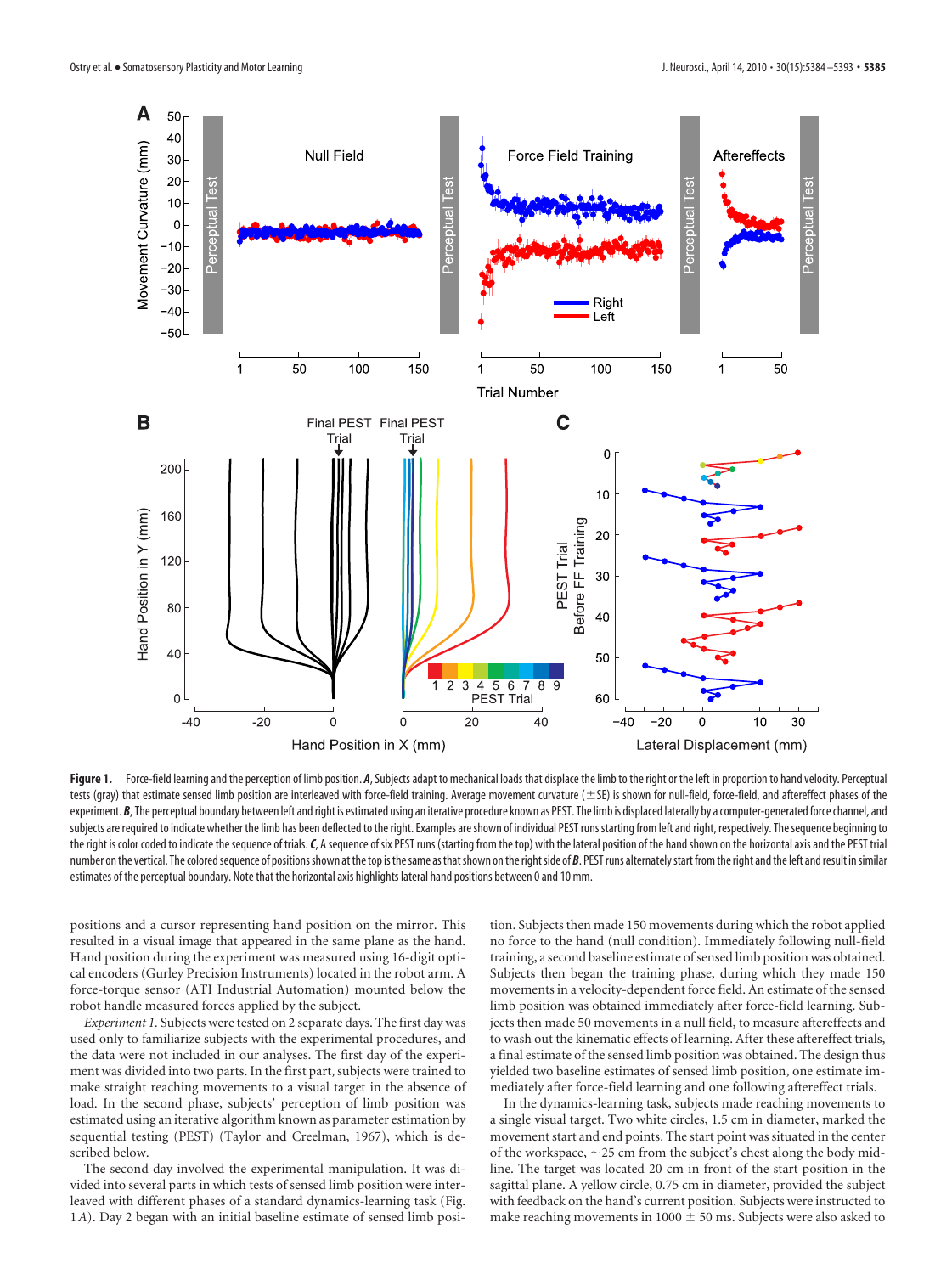A

Movement Curvature (mm)

50
40
30
20
10
0
−10
−20
−30
−40
−50

Perceptual Test

Null Field

Perceptual Test

Force Field Training

Perceptual Test

Aftereffects

Perceptual Test

Right
Left

1 50 100 150

1 50 100 150

1 50

Trial Number

B

Final PEST Trial

Final PEST Trial

Hand Position in Y (mm)

200
160
120
80
40
0

-40 -20 0 0 20 40

Hand Position in X (mm)

1 2 3 4 5 6 7 8 9
PEST Trial

C

PEST Trial Before FF Training

0
10
20
30
40
50
60

−40 −20 0 10 30

Lateral Displacement (mm)

**Figure 1.** Force-field learning and the perception of limb position. ***A***, Subjects adapt to mechanical loads that displace the limb to the right or the left in proportion to hand velocity. Perceptual tests (gray) that estimate sensed limb position are interleaved with force-field training. Average movement curvature (±SE) is shown for null-field, force-field, and aftereffect phases of the experiment. ***B***, The perceptual boundary between left and right is estimated using an iterative procedure known as PEST. The limb is displaced laterally by a computer-generated force channel, and subjects are required to indicate whether the limb has been deflected to the right. Examples are shown of individual PEST runs starting from left and right, respectively. The sequence beginning to the right is color coded to indicate the sequence of trials. ***C***, A sequence of six PEST runs (starting from the top) with the lateral position of the hand shown on the horizontal axis and the PEST trial number on the vertical. The colored sequence of positions shown at the top is the same as that shown on the right side of ***B***. PEST runs alternately start from the right and the left and result in similar estimates of the perceptual boundary. Note that the horizontal axis highlights lateral hand positions between 0 and 10 mm.

positions and a cursor representing hand position on the mirror. This resulted in a visual image that appeared in the same plane as the hand. Hand position during the experiment was measured using 16-digit optical encoders (Gurley Precision Instruments) located in the robot arm. A force-torque sensor (ATI Industrial Automation) mounted below the robot handle measured forces applied by the subject.

*Experiment 1.* Subjects were tested on 2 separate days. The first day was used only to familiarize subjects with the experimental procedures, and the data were not included in our analyses. The first day of the experiment was divided into two parts. In the first part, subjects were trained to make straight reaching movements to a visual target in the absence of load. In the second phase, subjects' perception of limb position was estimated using an iterative algorithm known as parameter estimation by sequential testing (PEST) (Taylor and Creelman, 1967), which is described below.

The second day involved the experimental manipulation. It was divided into several parts in which tests of sensed limb position were interleaved with different phases of a standard dynamics-learning task (Fig. 1*A*). Day 2 began with an initial baseline estimate of sensed limb position. Subjects then made 150 movements during which the robot applied no force to the hand (null condition). Immediately following null-field training, a second baseline estimate of sensed limb position was obtained. Subjects then began the training phase, during which they made 150 movements in a velocity-dependent force field. An estimate of the sensed limb position was obtained immediately after force-field learning. Subjects then made 50 movements in a null field, to measure aftereffects and to wash out the kinematic effects of learning. After these aftereffect trials, a final estimate of the sensed limb position was obtained. The design thus yielded two baseline estimates of sensed limb position, one estimate immediately after force-field learning and one following aftereffect trials.

In the dynamics-learning task, subjects made reaching movements to a single visual target. Two white circles, 1.5 cm in diameter, marked the movement start and end points. The start point was situated in the center of the workspace, ~25 cm from the subject's chest along the body midline. The target was located 20 cm in front of the start position in the sagittal plane. A yellow circle, 0.75 cm in diameter, provided the subject with feedback on the hand's current position. Subjects were instructed to make reaching movements in 1000 ± 50 ms. Subjects were also asked to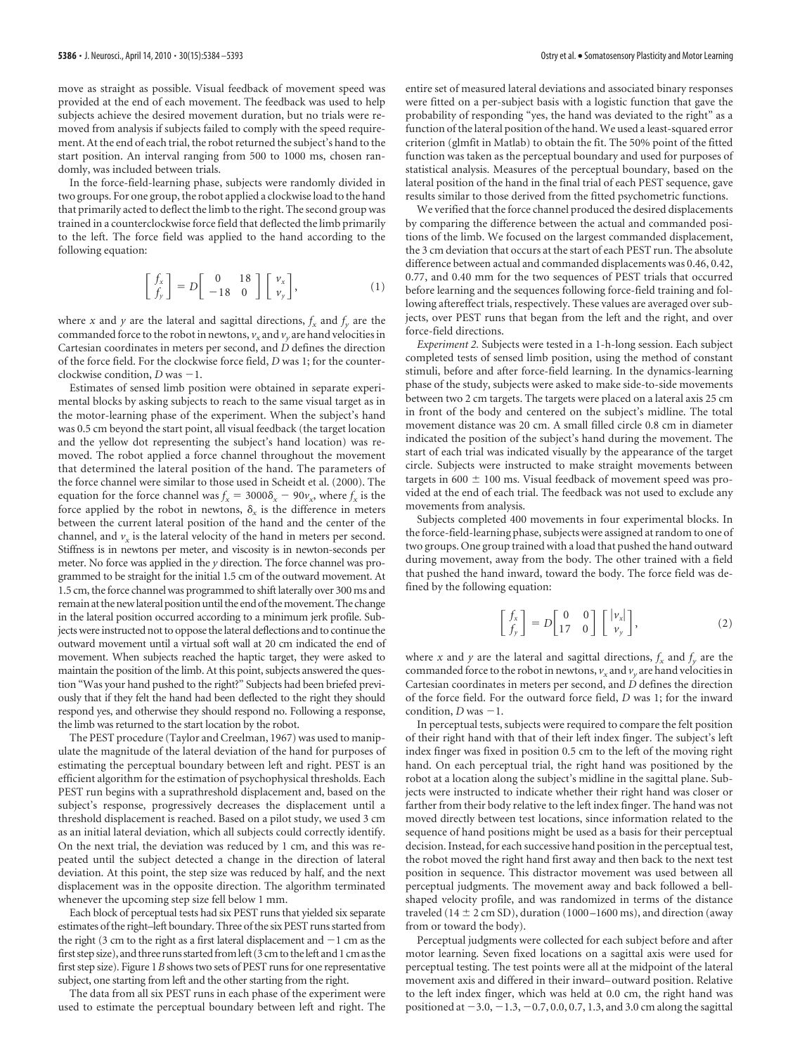move as straight as possible. Visual feedback of movement speed was provided at the end of each movement. The feedback was used to help subjects achieve the desired movement duration, but no trials were removed from analysis if subjects failed to comply with the speed requirement. At the end of each trial, the robot returned the subject's hand to the start position. An interval ranging from 500 to 1000 ms, chosen randomly, was included between trials.

In the force-field-learning phase, subjects were randomly divided in two groups. For one group, the robot applied a clockwise load to the hand that primarily acted to deflect the limb to the right. The second group was trained in a counterclockwise force field that deflected the limb primarily to the left. The force field was applied to the hand according to the following equation:

$$\begin{bmatrix} f_x \\ f_y \end{bmatrix} = D \begin{bmatrix} 0 & 18 \\ -18 & 0 \end{bmatrix} \begin{bmatrix} v_x \\ v_y \end{bmatrix}, \tag{1}$$

where $x$ and $y$ are the lateral and sagittal directions, $f_x$ and $f_y$ are the commanded force to the robot in newtons, $v_x$ and $v_y$ are hand velocities in Cartesian coordinates in meters per second, and $D$ defines the direction of the force field. For the clockwise force field, $D$ was 1; for the counterclockwise condition, $D$ was $-1$.

Estimates of sensed limb position were obtained in separate experimental blocks by asking subjects to reach to the same visual target as in the motor-learning phase of the experiment. When the subject's hand was 0.5 cm beyond the start point, all visual feedback (the target location and the yellow dot representing the subject's hand location) was removed. The robot applied a force channel throughout the movement that determined the lateral position of the hand. The parameters of the force channel were similar to those used in Scheidt et al. (2000). The equation for the force channel was $f_x = 3000\delta_x - 90v_x$, where $f_x$ is the force applied by the robot in newtons, $\delta_x$ is the difference in meters between the current lateral position of the hand and the center of the channel, and $v_x$ is the lateral velocity of the hand in meters per second. Stiffness is in newtons per meter, and viscosity is in newton-seconds per meter. No force was applied in the $y$ direction. The force channel was programmed to be straight for the initial 1.5 cm of the outward movement. At 1.5 cm, the force channel was programmed to shift laterally over 300 ms and remain at the new lateral position until the end of the movement. The change in the lateral position occurred according to a minimum jerk profile. Subjects were instructed not to oppose the lateral deflections and to continue the outward movement until a virtual soft wall at 20 cm indicated the end of movement. When subjects reached the haptic target, they were asked to maintain the position of the limb. At this point, subjects answered the question "Was your hand pushed to the right?" Subjects had been briefed previously that if they felt the hand had been deflected to the right they should respond yes, and otherwise they should respond no. Following a response, the limb was returned to the start location by the robot.

The PEST procedure (Taylor and Creelman, 1967) was used to manipulate the magnitude of the lateral deviation of the hand for purposes of estimating the perceptual boundary between left and right. PEST is an efficient algorithm for the estimation of psychophysical thresholds. Each PEST run begins with a suprathreshold displacement and, based on the subject's response, progressively decreases the displacement until a threshold displacement is reached. Based on a pilot study, we used 3 cm as an initial lateral deviation, which all subjects could correctly identify. On the next trial, the deviation was reduced by 1 cm, and this was repeated until the subject detected a change in the direction of lateral deviation. At this point, the step size was reduced by half, and the next displacement was in the opposite direction. The algorithm terminated whenever the upcoming step size fell below 1 mm.

Each block of perceptual tests had six PEST runs that yielded six separate estimates of the right–left boundary. Three of the six PEST runs started from the right (3 cm to the right as a first lateral displacement and $-1$ cm as the first step size), and three runs started from left (3 cm to the left and 1 cm as the first step size). Figure 1*B* shows two sets of PEST runs for one representative subject, one starting from left and the other starting from the right.

The data from all six PEST runs in each phase of the experiment were used to estimate the perceptual boundary between left and right. The entire set of measured lateral deviations and associated binary responses were fitted on a per-subject basis with a logistic function that gave the probability of responding "yes, the hand was deviated to the right" as a function of the lateral position of the hand. We used a least-squared error criterion (glmfit in Matlab) to obtain the fit. The 50% point of the fitted function was taken as the perceptual boundary and used for purposes of statistical analysis. Measures of the perceptual boundary, based on the lateral position of the hand in the final trial of each PEST sequence, gave results similar to those derived from the fitted psychometric functions.

We verified that the force channel produced the desired displacements by comparing the difference between the actual and commanded positions of the limb. We focused on the largest commanded displacement, the 3 cm deviation that occurs at the start of each PEST run. The absolute difference between actual and commanded displacements was 0.46, 0.42, 0.77, and 0.40 mm for the two sequences of PEST trials that occurred before learning and the sequences following force-field training and following aftereffect trials, respectively. These values are averaged over subjects, over PEST runs that began from the left and the right, and over force-field directions.

*Experiment 2.* Subjects were tested in a 1-h-long session. Each subject completed tests of sensed limb position, using the method of constant stimuli, before and after force-field learning. In the dynamics-learning phase of the study, subjects were asked to make side-to-side movements between two 2 cm targets. The targets were placed on a lateral axis 25 cm in front of the body and centered on the subject's midline. The total movement distance was 20 cm. A small filled circle 0.8 cm in diameter indicated the position of the subject's hand during the movement. The start of each trial was indicated visually by the appearance of the target circle. Subjects were instructed to make straight movements between targets in 600 ± 100 ms. Visual feedback of movement speed was provided at the end of each trial. The feedback was not used to exclude any movements from analysis.

Subjects completed 400 movements in four experimental blocks. In the force-field-learning phase, subjects were assigned at random to one of two groups. One group trained with a load that pushed the hand outward during movement, away from the body. The other trained with a field that pushed the hand inward, toward the body. The force field was defined by the following equation:

$$\begin{bmatrix} f_x \\ f_y \end{bmatrix} = D \begin{bmatrix} 0 & 0 \\ 17 & 0 \end{bmatrix} \begin{bmatrix} |v_x| \\ v_y \end{bmatrix}, \tag{2}$$

where $x$ and $y$ are the lateral and sagittal directions, $f_x$ and $f_y$ are the commanded force to the robot in newtons, $v_x$ and $v_y$ are hand velocities in Cartesian coordinates in meters per second, and $D$ defines the direction of the force field. For the outward force field, $D$ was 1; for the inward condition, $D$ was $-1$.

In perceptual tests, subjects were required to compare the felt position of their right hand with that of their left index finger. The subject's left index finger was fixed in position 0.5 cm to the left of the moving right hand. On each perceptual trial, the right hand was positioned by the robot at a location along the subject's midline in the sagittal plane. Subjects were instructed to indicate whether their right hand was closer or farther from their body relative to the left index finger. The hand was not moved directly between test locations, since information related to the sequence of hand positions might be used as a basis for their perceptual decision. Instead, for each successive hand position in the perceptual test, the robot moved the right hand first away and then back to the next test position in sequence. This distractor movement was used between all perceptual judgments. The movement away and back followed a bell-shaped velocity profile, and was randomized in terms of the distance traveled (14 ± 2 cm SD), duration (1000–1600 ms), and direction (away from or toward the body).

Perceptual judgments were collected for each subject before and after motor learning. Seven fixed locations on a sagittal axis were used for perceptual testing. The test points were all at the midpoint of the lateral movement axis and differed in their inward–outward position. Relative to the left index finger, which was held at 0.0 cm, the right hand was positioned at $-3.0$, $-1.3$, $-0.7$, 0.0, 0.7, 1.3, and 3.0 cm along the sagittal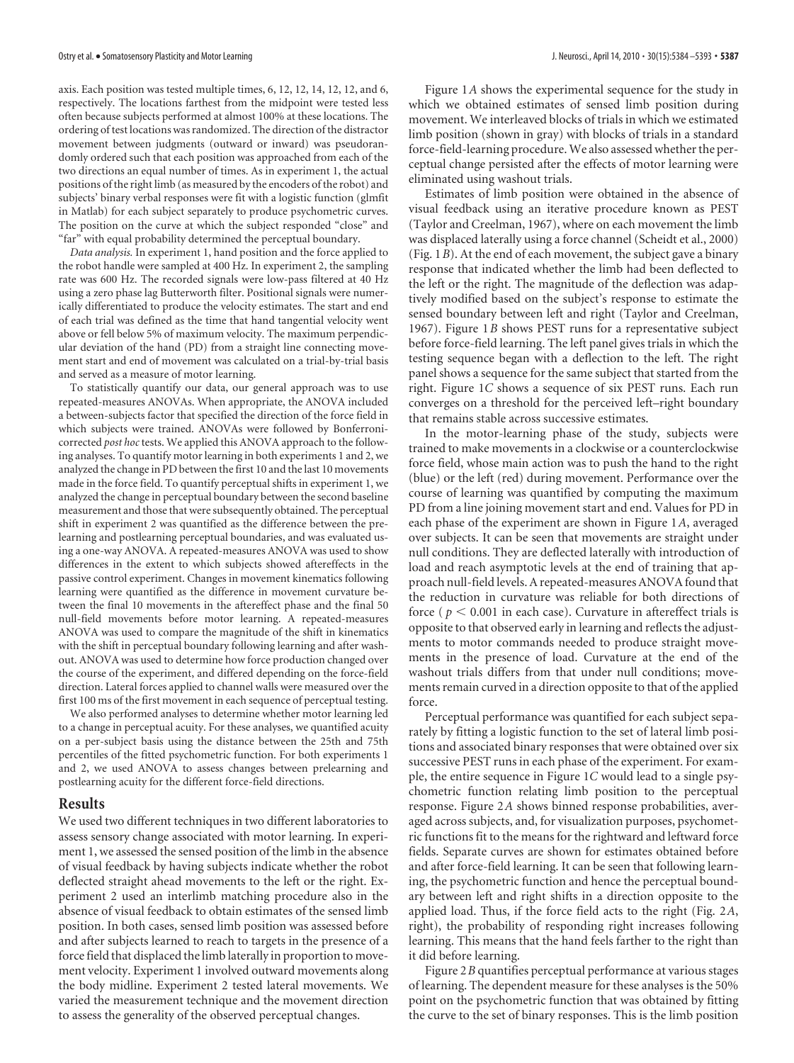axis. Each position was tested multiple times, 6, 12, 12, 14, 12, 12, and 6, respectively. The locations farthest from the midpoint were tested less often because subjects performed at almost 100% at these locations. The ordering of test locations was randomized. The direction of the distractor movement between judgments (outward or inward) was pseudorandomly ordered such that each position was approached from each of the two directions an equal number of times. As in experiment 1, the actual positions of the right limb (as measured by the encoders of the robot) and subjects' binary verbal responses were fit with a logistic function (glmfit in Matlab) for each subject separately to produce psychometric curves. The position on the curve at which the subject responded "close" and "far" with equal probability determined the perceptual boundary.

*Data analysis.* In experiment 1, hand position and the force applied to the robot handle were sampled at 400 Hz. In experiment 2, the sampling rate was 600 Hz. The recorded signals were low-pass filtered at 40 Hz using a zero phase lag Butterworth filter. Positional signals were numerically differentiated to produce the velocity estimates. The start and end of each trial was defined as the time that hand tangential velocity went above or fell below 5% of maximum velocity. The maximum perpendicular deviation of the hand (PD) from a straight line connecting movement start and end of movement was calculated on a trial-by-trial basis and served as a measure of motor learning.

To statistically quantify our data, our general approach was to use repeated-measures ANOVAs. When appropriate, the ANOVA included a between-subjects factor that specified the direction of the force field in which subjects were trained. ANOVAs were followed by Bonferroni-corrected *post hoc* tests. We applied this ANOVA approach to the following analyses. To quantify motor learning in both experiments 1 and 2, we analyzed the change in PD between the first 10 and the last 10 movements made in the force field. To quantify perceptual shifts in experiment 1, we analyzed the change in perceptual boundary between the second baseline measurement and those that were subsequently obtained. The perceptual shift in experiment 2 was quantified as the difference between the prelearning and postlearning perceptual boundaries, and was evaluated using a one-way ANOVA. A repeated-measures ANOVA was used to show differences in the extent to which subjects showed aftereffects in the passive control experiment. Changes in movement kinematics following learning were quantified as the difference in movement curvature between the final 10 movements in the aftereffect phase and the final 50 null-field movements before motor learning. A repeated-measures ANOVA was used to compare the magnitude of the shift in kinematics with the shift in perceptual boundary following learning and after washout. ANOVA was used to determine how force production changed over the course of the experiment, and differed depending on the force-field direction. Lateral forces applied to channel walls were measured over the first 100 ms of the first movement in each sequence of perceptual testing.

We also performed analyses to determine whether motor learning led to a change in perceptual acuity. For these analyses, we quantified acuity on a per-subject basis using the distance between the 25th and 75th percentiles of the fitted psychometric function. For both experiments 1 and 2, we used ANOVA to assess changes between prelearning and postlearning acuity for the different force-field directions.

## Results

We used two different techniques in two different laboratories to assess sensory change associated with motor learning. In experiment 1, we assessed the sensed position of the limb in the absence of visual feedback by having subjects indicate whether the robot deflected straight ahead movements to the left or the right. Experiment 2 used an interlimb matching procedure also in the absence of visual feedback to obtain estimates of the sensed limb position. In both cases, sensed limb position was assessed before and after subjects learned to reach to targets in the presence of a force field that displaced the limb laterally in proportion to movement velocity. Experiment 1 involved outward movements along the body midline. Experiment 2 tested lateral movements. We varied the measurement technique and the movement direction to assess the generality of the observed perceptual changes.

Figure 1*A* shows the experimental sequence for the study in which we obtained estimates of sensed limb position during movement. We interleaved blocks of trials in which we estimated limb position (shown in gray) with blocks of trials in a standard force-field-learning procedure. We also assessed whether the perceptual change persisted after the effects of motor learning were eliminated using washout trials.

Estimates of limb position were obtained in the absence of visual feedback using an iterative procedure known as PEST (Taylor and Creelman, 1967), where on each movement the limb was displaced laterally using a force channel (Scheidt et al., 2000) (Fig. 1*B*). At the end of each movement, the subject gave a binary response that indicated whether the limb had been deflected to the left or the right. The magnitude of the deflection was adaptively modified based on the subject's response to estimate the sensed boundary between left and right (Taylor and Creelman, 1967). Figure 1*B* shows PEST runs for a representative subject before force-field learning. The left panel gives trials in which the testing sequence began with a deflection to the left. The right panel shows a sequence for the same subject that started from the right. Figure 1*C* shows a sequence of six PEST runs. Each run converges on a threshold for the perceived left–right boundary that remains stable across successive estimates.

In the motor-learning phase of the study, subjects were trained to make movements in a clockwise or a counterclockwise force field, whose main action was to push the hand to the right (blue) or the left (red) during movement. Performance over the course of learning was quantified by computing the maximum PD from a line joining movement start and end. Values for PD in each phase of the experiment are shown in Figure 1*A*, averaged over subjects. It can be seen that movements are straight under null conditions. They are deflected laterally with introduction of load and reach asymptotic levels at the end of training that approach null-field levels. A repeated-measures ANOVA found that the reduction in curvature was reliable for both directions of force ( $p < 0.001$ in each case). Curvature in aftereffect trials is opposite to that observed early in learning and reflects the adjustments to motor commands needed to produce straight movements in the presence of load. Curvature at the end of the washout trials differs from that under null conditions; movements remain curved in a direction opposite to that of the applied force.

Perceptual performance was quantified for each subject separately by fitting a logistic function to the set of lateral limb positions and associated binary responses that were obtained over six successive PEST runs in each phase of the experiment. For example, the entire sequence in Figure 1*C* would lead to a single psychometric function relating limb position to the perceptual response. Figure 2*A* shows binned response probabilities, averaged across subjects, and, for visualization purposes, psychometric functions fit to the means for the rightward and leftward force fields. Separate curves are shown for estimates obtained before and after force-field learning. It can be seen that following learning, the psychometric function and hence the perceptual boundary between left and right shifts in a direction opposite to the applied load. Thus, if the force field acts to the right (Fig. 2*A*, right), the probability of responding right increases following learning. This means that the hand feels farther to the right than it did before learning.

Figure 2*B* quantifies perceptual performance at various stages of learning. The dependent measure for these analyses is the 50% point on the psychometric function that was obtained by fitting the curve to the set of binary responses. This is the limb position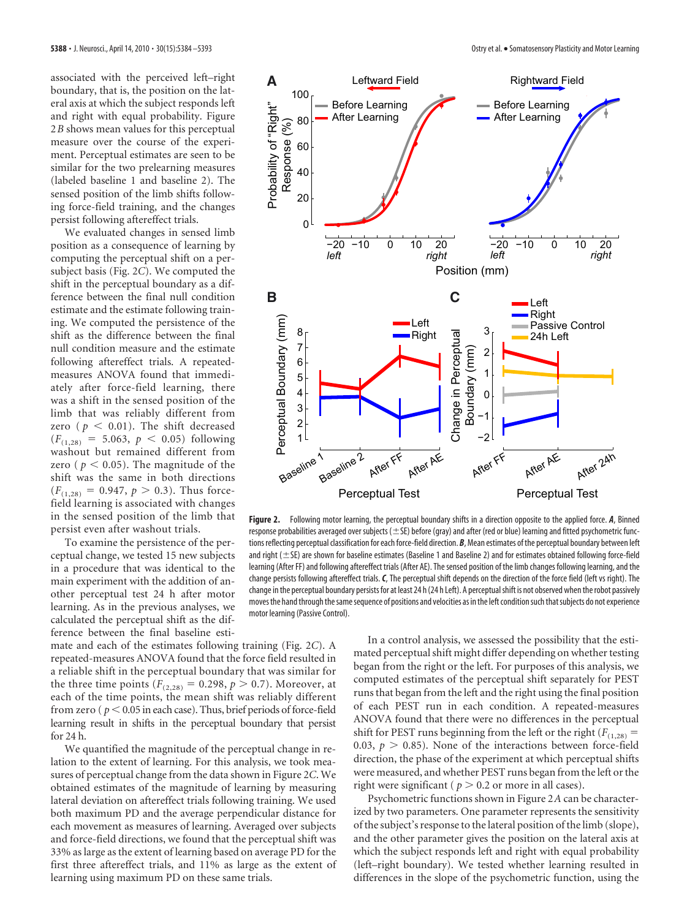associated with the perceived left–right boundary, that is, the position on the lateral axis at which the subject responds left and right with equal probability. Figure 2*B* shows mean values for this perceptual measure over the course of the experiment. Perceptual estimates are seen to be similar for the two prelearning measures (labeled baseline 1 and baseline 2). The sensed position of the limb shifts following force-field training, and the changes persist following aftereffect trials.

We evaluated changes in sensed limb position as a consequence of learning by computing the perceptual shift on a per-subject basis (Fig. 2*C*). We computed the shift in the perceptual boundary as a difference between the final null condition estimate and the estimate following training. We computed the persistence of the shift as the difference between the final null condition measure and the estimate following aftereffect trials. A repeated-measures ANOVA found that immediately after force-field learning, there was a shift in the sensed position of the limb that was reliably different from zero ( $p < 0.01$). The shift decreased ($F_{(1,28)} = 5.063$, $p < 0.05$) following washout but remained different from zero ( $p < 0.05$). The magnitude of the shift was the same in both directions ($F_{(1,28)} = 0.947$, $p > 0.3$). Thus force-field learning is associated with changes in the sensed position of the limb that persist even after washout trials.

To examine the persistence of the perceptual change, we tested 15 new subjects in a procedure that was identical to the main experiment with the addition of another perceptual test 24 h after motor learning. As in the previous analyses, we calculated the perceptual shift as the difference between the final baseline estimate and each of the estimates following training (Fig. 2*C*). A repeated-measures ANOVA found that the force field resulted in a reliable shift in the perceptual boundary that was similar for the three time points ($F_{(2,28)} = 0.298$, $p > 0.7$). Moreover, at each of the time points, the mean shift was reliably different from zero ( $p < 0.05$ in each case). Thus, brief periods of force-field learning result in shifts in the perceptual boundary that persist for 24 h.

We quantified the magnitude of the perceptual change in relation to the extent of learning. For this analysis, we took measures of perceptual change from the data shown in Figure 2*C*. We obtained estimates of the magnitude of learning by measuring lateral deviation on aftereffect trials following training. We used both maximum PD and the average perpendicular distance for each movement as measures of learning. Averaged over subjects and force-field directions, we found that the perceptual shift was 33% as large as the extent of learning based on average PD for the first three aftereffect trials, and 11% as large as the extent of learning using maximum PD on these same trials.

**Figure 2.** Following motor learning, the perceptual boundary shifts in a direction opposite to the applied force. ***A***, Binned response probabilities averaged over subjects (±SE) before (gray) and after (red or blue) learning and fitted psychometric functions reflecting perceptual classification for each force-field direction. ***B***, Mean estimates of the perceptual boundary between left and right (±SE) are shown for baseline estimates (Baseline 1 and Baseline 2) and for estimates obtained following force-field learning (After FF) and following aftereffect trials (After AE). The sensed position of the limb changes following learning, and the change persists following aftereffect trials. ***C***, The perceptual shift depends on the direction of the force field (left vs right). The change in the perceptual boundary persists for at least 24 h (24 h Left). A perceptual shift is not observed when the robot passively moves the hand through the same sequence of positions and velocities as in the left condition such that subjects do not experience motor learning (Passive Control).

In a control analysis, we assessed the possibility that the estimated perceptual shift might differ depending on whether testing began from the right or the left. For purposes of this analysis, we computed estimates of the perceptual shift separately for PEST runs that began from the left and the right using the final position of each PEST run in each condition. A repeated-measures ANOVA found that there were no differences in the perceptual shift for PEST runs beginning from the left or the right ($F_{(1,28)} = 0.03$, $p > 0.85$). None of the interactions between force-field direction, the phase of the experiment at which perceptual shifts were measured, and whether PEST runs began from the left or the right were significant ( $p > 0.2$ or more in all cases).

Psychometric functions shown in Figure 2*A* can be characterized by two parameters. One parameter represents the sensitivity of the subject's response to the lateral position of the limb (slope), and the other parameter gives the position on the lateral axis at which the subject responds left and right with equal probability (left–right boundary). We tested whether learning resulted in differences in the slope of the psychometric function, using the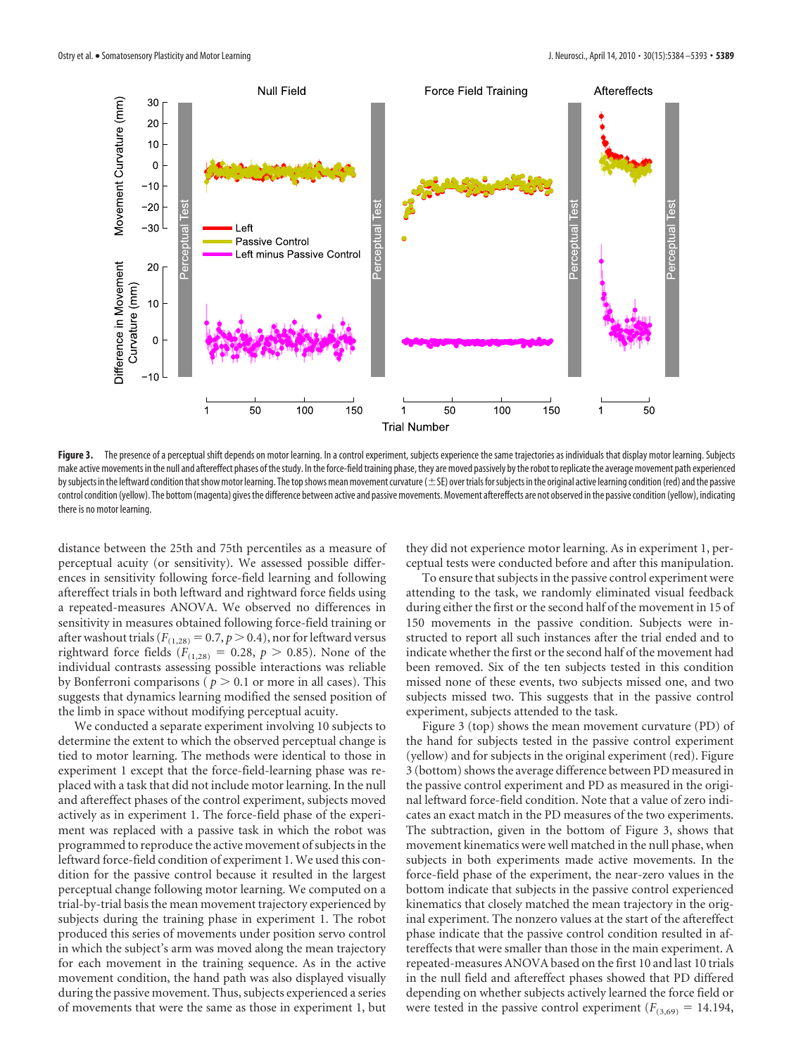**Figure 3.** The presence of a perceptual shift depends on motor learning. In a control experiment, subjects experience the same trajectories as individuals that display motor learning. Subjects make active movements in the null and aftereffect phases of the study. In the force-field training phase, they are moved passively by the robot to replicate the average movement path experienced by subjects in the leftward condition that show motor learning. The top shows mean movement curvature (±SE) over trials for subjects in the original active learning condition (red) and the passive control condition (yellow). The bottom (magenta) gives the difference between active and passive movements. Movement aftereffects are not observed in the passive condition (yellow), indicating there is no motor learning.

distance between the 25th and 75th percentiles as a measure of perceptual acuity (or sensitivity). We assessed possible differences in sensitivity following force-field learning and following aftereffect trials in both leftward and rightward force fields using a repeated-measures ANOVA. We observed no differences in sensitivity in measures obtained following force-field training or after washout trials ($F_{(1,28)} = 0.7, p > 0.4$), nor for leftward versus rightward force fields ($F_{(1,28)} = 0.28, p > 0.85$). None of the individual contrasts assessing possible interactions was reliable by Bonferroni comparisons ($p > 0.1$ or more in all cases). This suggests that dynamics learning modified the sensed position of the limb in space without modifying perceptual acuity.

We conducted a separate experiment involving 10 subjects to determine the extent to which the observed perceptual change is tied to motor learning. The methods were identical to those in experiment 1 except that the force-field-learning phase was replaced with a task that did not include motor learning. In the null and aftereffect phases of the control experiment, subjects moved actively as in experiment 1. The force-field phase of the experiment was replaced with a passive task in which the robot was programmed to reproduce the active movement of subjects in the leftward force-field condition of experiment 1. We used this condition for the passive control because it resulted in the largest perceptual change following motor learning. We computed on a trial-by-trial basis the mean movement trajectory experienced by subjects during the training phase in experiment 1. The robot produced this series of movements under position servo control in which the subject's arm was moved along the mean trajectory for each movement in the training sequence. As in the active movement condition, the hand path was also displayed visually during the passive movement. Thus, subjects experienced a series of movements that were the same as those in experiment 1, but they did not experience motor learning. As in experiment 1, perceptual tests were conducted before and after this manipulation.

To ensure that subjects in the passive control experiment were attending to the task, we randomly eliminated visual feedback during either the first or the second half of the movement in 15 of 150 movements in the passive condition. Subjects were instructed to report all such instances after the trial ended and to indicate whether the first or the second half of the movement had been removed. Six of the ten subjects tested in this condition missed none of these events, two subjects missed one, and two subjects missed two. This suggests that in the passive control experiment, subjects attended to the task.

Figure 3 (top) shows the mean movement curvature (PD) of the hand for subjects tested in the passive control experiment (yellow) and for subjects in the original experiment (red). Figure 3 (bottom) shows the average difference between PD measured in the passive control experiment and PD as measured in the original leftward force-field condition. Note that a value of zero indicates an exact match in the PD measures of the two experiments. The subtraction, given in the bottom of Figure 3, shows that movement kinematics were well matched in the null phase, when subjects in both experiments made active movements. In the force-field phase of the experiment, the near-zero values in the bottom indicate that subjects in the passive control experienced kinematics that closely matched the mean trajectory in the original experiment. The nonzero values at the start of the aftereffect phase indicate that the passive control condition resulted in aftereffects that were smaller than those in the main experiment. A repeated-measures ANOVA based on the first 10 and last 10 trials in the null field and aftereffect phases showed that PD differed depending on whether subjects actively learned the force field or were tested in the passive control experiment ($F_{(3,69)} = 14.194$,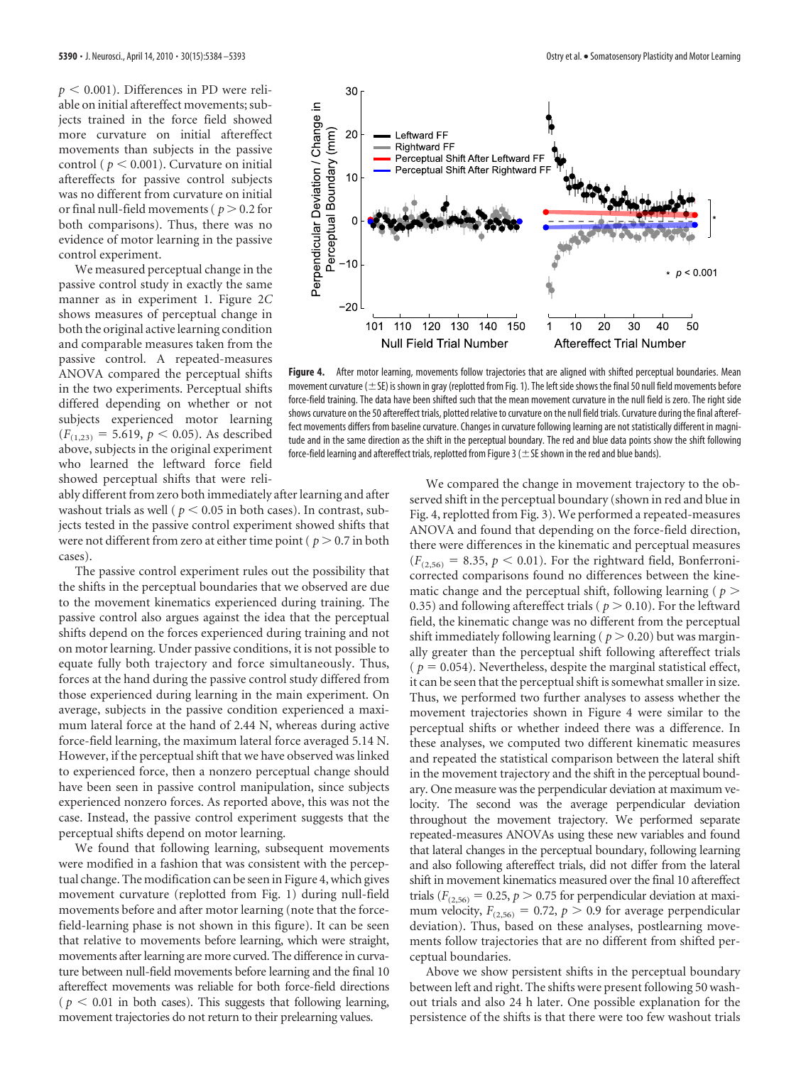$p < 0.001$). Differences in PD were reliable on initial aftereffect movements; subjects trained in the force field showed more curvature on initial aftereffect movements than subjects in the passive control ($p < 0.001$). Curvature on initial aftereffects for passive control subjects was no different from curvature on initial or final null-field movements ($p > 0.2$ for both comparisons). Thus, there was no evidence of motor learning in the passive control experiment.

We measured perceptual change in the passive control study in exactly the same manner as in experiment 1. Figure 2*C* shows measures of perceptual change in both the original active learning condition and comparable measures taken from the passive control. A repeated-measures ANOVA compared the perceptual shifts in the two experiments. Perceptual shifts differed depending on whether or not subjects experienced motor learning ($F_{(1,23)} = 5.619$, $p < 0.05$). As described above, subjects in the original experiment who learned the leftward force field showed perceptual shifts that were reliably different from zero both immediately after learning and after washout trials as well ($p < 0.05$ in both cases). In contrast, subjects tested in the passive control experiment showed shifts that were not different from zero at either time point ($p > 0.7$ in both cases).

The passive control experiment rules out the possibility that the shifts in the perceptual boundaries that we observed are due to the movement kinematics experienced during training. The passive control also argues against the idea that the perceptual shifts depend on the forces experienced during training and not on motor learning. Under passive conditions, it is not possible to equate fully both trajectory and force simultaneously. Thus, forces at the hand during the passive control study differed from those experienced during learning in the main experiment. On average, subjects in the passive condition experienced a maximum lateral force at the hand of 2.44 N, whereas during active force-field learning, the maximum lateral force averaged 5.14 N. However, if the perceptual shift that we have observed was linked to experienced force, then a nonzero perceptual change should have been seen in passive control manipulation, since subjects experienced nonzero forces. As reported above, this was not the case. Instead, the passive control experiment suggests that the perceptual shifts depend on motor learning.

We found that following learning, subsequent movements were modified in a fashion that was consistent with the perceptual change. The modification can be seen in Figure 4, which gives movement curvature (replotted from Fig. 1) during null-field movements before and after motor learning (note that the force-field-learning phase is not shown in this figure). It can be seen that relative to movements before learning, which were straight, movements after learning are more curved. The difference in curvature between null-field movements before learning and the final 10 aftereffect movements was reliable for both force-field directions ($p < 0.01$ in both cases). This suggests that following learning, movement trajectories do not return to their prelearning values.

**Figure 4.** After motor learning, movements follow trajectories that are aligned with shifted perceptual boundaries. Mean movement curvature (±SE) is shown in gray (replotted from Fig. 1). The left side shows the final 50 null field movements before force-field training. The data have been shifted such that the mean movement curvature in the null field is zero. The right side shows curvature on the 50 aftereffect trials, plotted relative to curvature on the null field trials. Curvature during the final aftereffect movements differs from baseline curvature. Changes in curvature following learning are not statistically different in magnitude and in the same direction as the shift in the perceptual boundary. The red and blue data points show the shift following force-field learning and aftereffect trials, replotted from Figure 3 (±SE shown in the red and blue bands).

We compared the change in movement trajectory to the observed shift in the perceptual boundary (shown in red and blue in Fig. 4, replotted from Fig. 3). We performed a repeated-measures ANOVA and found that depending on the force-field direction, there were differences in the kinematic and perceptual measures ($F_{(2,56)} = 8.35$, $p < 0.01$). For the rightward field, Bonferroni-corrected comparisons found no differences between the kinematic change and the perceptual shift, following learning ($p > 0.35$) and following aftereffect trials ($p > 0.10$). For the leftward field, the kinematic change was no different from the perceptual shift immediately following learning ($p > 0.20$) but was marginally greater than the perceptual shift following aftereffect trials ($p = 0.054$). Nevertheless, despite the marginal statistical effect, it can be seen that the perceptual shift is somewhat smaller in size. Thus, we performed two further analyses to assess whether the movement trajectories shown in Figure 4 were similar to the perceptual shifts or whether indeed there was a difference. In these analyses, we computed two different kinematic measures and repeated the statistical comparison between the lateral shift in the movement trajectory and the shift in the perceptual boundary. One measure was the perpendicular deviation at maximum velocity. The second was the average perpendicular deviation throughout the movement trajectory. We performed separate repeated-measures ANOVAs using these new variables and found that lateral changes in the perceptual boundary, following learning and also following aftereffect trials, did not differ from the lateral shift in movement kinematics measured over the final 10 aftereffect trials ($F_{(2,56)} = 0.25$, $p > 0.75$ for perpendicular deviation at maximum velocity, $F_{(2,56)} = 0.72$, $p > 0.9$ for average perpendicular deviation). Thus, based on these analyses, postlearning movements follow trajectories that are no different from shifted perceptual boundaries.

Above we show persistent shifts in the perceptual boundary between left and right. The shifts were present following 50 washout trials and also 24 h later. One possible explanation for the persistence of the shifts is that there were too few washout trials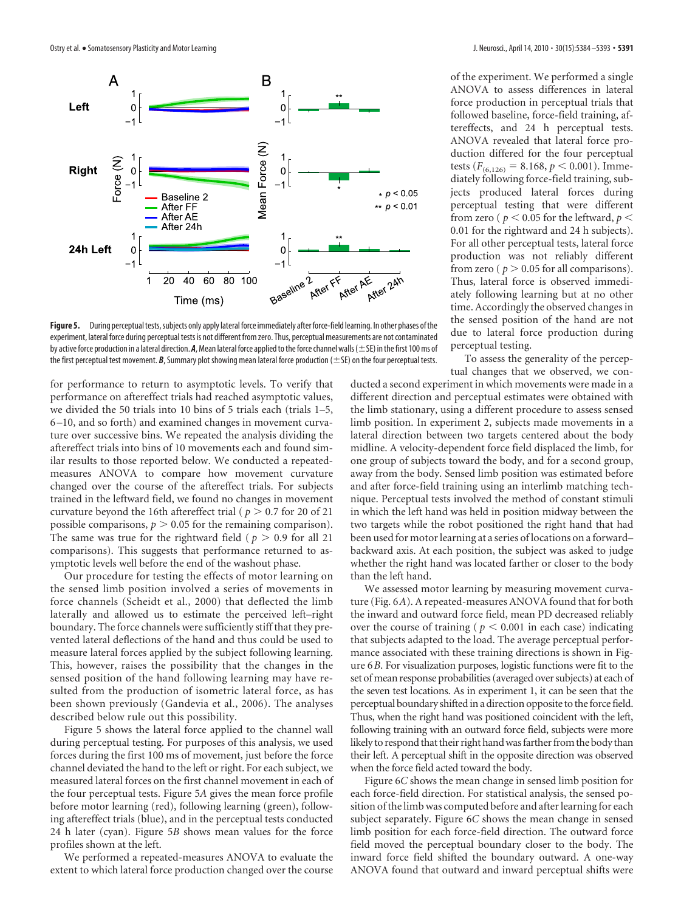**Figure 5.** During perceptual tests, subjects only apply lateral force immediately after force-field learning. In other phases of the experiment, lateral force during perceptual tests is not different from zero. Thus, perceptual measurements are not contaminated by active force production in a lateral direction. ***A***, Mean lateral force applied to the force channel walls (±SE) in the first 100 ms of the first perceptual test movement. ***B***, Summary plot showing mean lateral force production (±SE) on the four perceptual tests.

for performance to return to asymptotic levels. To verify that performance on aftereffect trials had reached asymptotic values, we divided the 50 trials into 10 bins of 5 trials each (trials 1–5, 6–10, and so forth) and examined changes in movement curvature over successive bins. We repeated the analysis dividing the aftereffect trials into bins of 10 movements each and found similar results to those reported below. We conducted a repeated-measures ANOVA to compare how movement curvature changed over the course of the aftereffect trials. For subjects trained in the leftward field, we found no changes in movement curvature beyond the 16th aftereffect trial ($p > 0.7$ for 20 of 21 possible comparisons, $p > 0.05$ for the remaining comparison). The same was true for the rightward field ($p > 0.9$ for all 21 comparisons). This suggests that performance returned to asymptotic levels well before the end of the washout phase.

Our procedure for testing the effects of motor learning on the sensed limb position involved a series of movements in force channels (Scheidt et al., 2000) that deflected the limb laterally and allowed us to estimate the perceived left–right boundary. The force channels were sufficiently stiff that they prevented lateral deflections of the hand and thus could be used to measure lateral forces applied by the subject following learning. This, however, raises the possibility that the changes in the sensed position of the hand following learning may have resulted from the production of isometric lateral force, as has been shown previously (Gandevia et al., 2006). The analyses described below rule out this possibility.

Figure 5 shows the lateral force applied to the channel wall during perceptual testing. For purposes of this analysis, we used forces during the first 100 ms of movement, just before the force channel deviated the hand to the left or right. For each subject, we measured lateral forces on the first channel movement in each of the four perceptual tests. Figure 5*A* gives the mean force profile before motor learning (red), following learning (green), following aftereffect trials (blue), and in the perceptual tests conducted 24 h later (cyan). Figure 5*B* shows mean values for the force profiles shown at the left.

We performed a repeated-measures ANOVA to evaluate the extent to which lateral force production changed over the course of the experiment. We performed a single ANOVA to assess differences in lateral force production in perceptual trials that followed baseline, force-field training, aftereffects, and 24 h perceptual tests. ANOVA revealed that lateral force production differed for the four perceptual tests ($F_{(6,126)} = 8.168$, $p < 0.001$). Immediately following force-field training, subjects produced lateral forces during perceptual testing that were different from zero ($p < 0.05$ for the leftward, $p < 0.01$ for the rightward and 24 h subjects). For all other perceptual tests, lateral force production was not reliably different from zero ($p > 0.05$ for all comparisons). Thus, lateral force is observed immediately following learning but at no other time. Accordingly the observed changes in the sensed position of the hand are not due to lateral force production during perceptual testing.

To assess the generality of the perceptual changes that we observed, we conducted a second experiment in which movements were made in a different direction and perceptual estimates were obtained with the limb stationary, using a different procedure to assess sensed limb position. In experiment 2, subjects made movements in a lateral direction between two targets centered about the body midline. A velocity-dependent force field displaced the limb, for one group of subjects toward the body, and for a second group, away from the body. Sensed limb position was estimated before and after force-field training using an interlimb matching technique. Perceptual tests involved the method of constant stimuli in which the left hand was held in position midway between the two targets while the robot positioned the right hand that had been used for motor learning at a series of locations on a forward–backward axis. At each position, the subject was asked to judge whether the right hand was located farther or closer to the body than the left hand.

We assessed motor learning by measuring movement curvature (Fig. 6*A*). A repeated-measures ANOVA found that for both the inward and outward force field, mean PD decreased reliably over the course of training ($p < 0.001$ in each case) indicating that subjects adapted to the load. The average perceptual performance associated with these training directions is shown in Figure 6*B*. For visualization purposes, logistic functions were fit to the set of mean response probabilities (averaged over subjects) at each of the seven test locations. As in experiment 1, it can be seen that the perceptual boundary shifted in a direction opposite to the force field. Thus, when the right hand was positioned coincident with the left, following training with an outward force field, subjects were more likely to respond that their right hand was farther from the body than their left. A perceptual shift in the opposite direction was observed when the force field acted toward the body.

Figure 6*C* shows the mean change in sensed limb position for each force-field direction. For statistical analysis, the sensed position of the limb was computed before and after learning for each subject separately. Figure 6*C* shows the mean change in sensed limb position for each force-field direction. The outward force field moved the perceptual boundary closer to the body. The inward force field shifted the boundary outward. A one-way ANOVA found that outward and inward perceptual shifts were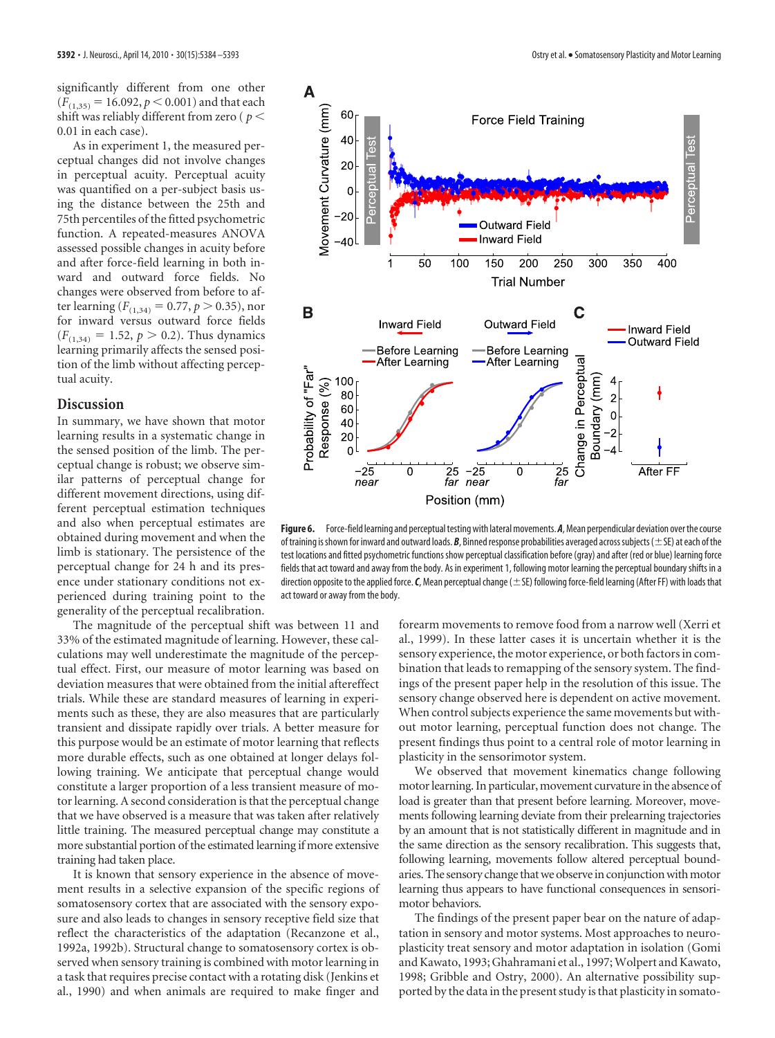significantly different from one other ($F_{(1,35)} = 16.092$, $p < 0.001$) and that each shift was reliably different from zero ( $p < 0.01$ in each case).

As in experiment 1, the measured perceptual changes did not involve changes in perceptual acuity. Perceptual acuity was quantified on a per-subject basis using the distance between the 25th and 75th percentiles of the fitted psychometric function. A repeated-measures ANOVA assessed possible changes in acuity before and after force-field learning in both inward and outward force fields. No changes were observed from before to after learning ($F_{(1,34)} = 0.77$, $p > 0.35$), nor for inward versus outward force fields ($F_{(1,34)} = 1.52$, $p > 0.2$). Thus dynamics learning primarily affects the sensed position of the limb without affecting perceptual acuity.

## Discussion

In summary, we have shown that motor learning results in a systematic change in the sensed position of the limb. The perceptual change is robust; we observe similar patterns of perceptual change for different movement directions, using different perceptual estimation techniques and also when perceptual estimates are obtained during movement and when the limb is stationary. The persistence of the perceptual change for 24 h and its presence under stationary conditions not experienced during training point to the generality of the perceptual recalibration.

The magnitude of the perceptual shift was between 11 and 33% of the estimated magnitude of learning. However, these calculations may well underestimate the magnitude of the perceptual effect. First, our measure of motor learning was based on deviation measures that were obtained from the initial aftereffect trials. While these are standard measures of learning in experiments such as these, they are also measures that are particularly transient and dissipate rapidly over trials. A better measure for this purpose would be an estimate of motor learning that reflects more durable effects, such as one obtained at longer delays following training. We anticipate that perceptual change would constitute a larger proportion of a less transient measure of motor learning. A second consideration is that the perceptual change that we have observed is a measure that was taken after relatively little training. The measured perceptual change may constitute a more substantial portion of the estimated learning if more extensive training had taken place.

It is known that sensory experience in the absence of movement results in a selective expansion of the specific regions of somatosensory cortex that are associated with the sensory exposure and also leads to changes in sensory receptive field size that reflect the characteristics of the adaptation (Recanzone et al., 1992a, 1992b). Structural change to somatosensory cortex is observed when sensory training is combined with motor learning in a task that requires precise contact with a rotating disk (Jenkins et al., 1990) and when animals are required to make finger and forearm movements to remove food from a narrow well (Xerri et al., 1999). In these latter cases it is uncertain whether it is the sensory experience, the motor experience, or both factors in combination that leads to remapping of the sensory system. The findings of the present paper help in the resolution of this issue. The sensory change observed here is dependent on active movement. When control subjects experience the same movements but without motor learning, perceptual function does not change. The present findings thus point to a central role of motor learning in plasticity in the sensorimotor system.

We observed that movement kinematics change following motor learning. In particular, movement curvature in the absence of load is greater than that present before learning. Moreover, movements following learning deviate from their prelearning trajectories by an amount that is not statistically different in magnitude and in the same direction as the sensory recalibration. This suggests that, following learning, movements follow altered perceptual boundaries. The sensory change that we observe in conjunction with motor learning thus appears to have functional consequences in sensorimotor behaviors.

The findings of the present paper bear on the nature of adaptation in sensory and motor systems. Most approaches to neuroplasticity treat sensory and motor adaptation in isolation (Gomi and Kawato, 1993; Ghahramani et al., 1997; Wolpert and Kawato, 1998; Gribble and Ostry, 2000). An alternative possibility supported by the data in the present study is that plasticity in somato-

**Figure 6.** Force-field learning and perceptual testing with lateral movements. ***A***, Mean perpendicular deviation over the course of training is shown for inward and outward loads. ***B***, Binned response probabilities averaged across subjects (±SE) at each of the test locations and fitted psychometric functions show perceptual classification before (gray) and after (red or blue) learning force fields that act toward and away from the body. As in experiment 1, following motor learning the perceptual boundary shifts in a direction opposite to the applied force. ***C***, Mean perceptual change (±SE) following force-field learning (After FF) with loads that act toward or away from the body.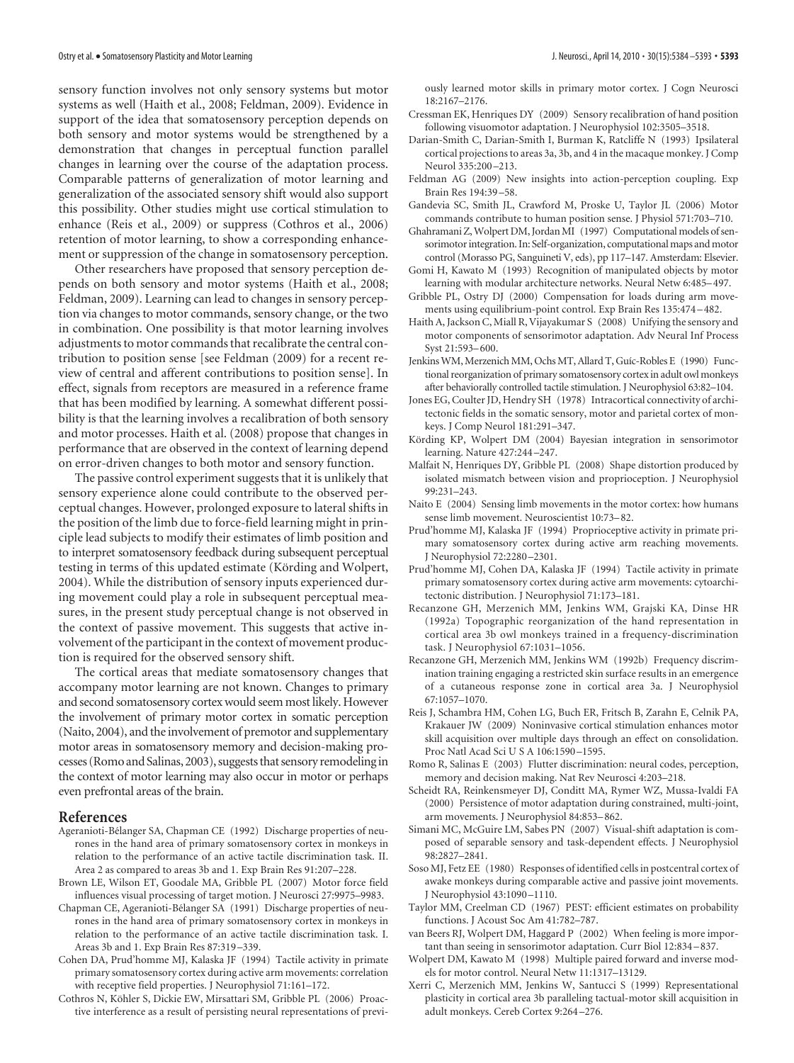sensory function involves not only sensory systems but motor systems as well (Haith et al., 2008; Feldman, 2009). Evidence in support of the idea that somatosensory perception depends on both sensory and motor systems would be strengthened by a demonstration that changes in perceptual function parallel changes in learning over the course of the adaptation process. Comparable patterns of generalization of motor learning and generalization of the associated sensory shift would also support this possibility. Other studies might use cortical stimulation to enhance (Reis et al., 2009) or suppress (Cothros et al., 2006) retention of motor learning, to show a corresponding enhancement or suppression of the change in somatosensory perception.

Other researchers have proposed that sensory perception depends on both sensory and motor systems (Haith et al., 2008; Feldman, 2009). Learning can lead to changes in sensory perception via changes to motor commands, sensory change, or the two in combination. One possibility is that motor learning involves adjustments to motor commands that recalibrate the central contribution to position sense [see Feldman (2009) for a recent review of central and afferent contributions to position sense]. In effect, signals from receptors are measured in a reference frame that has been modified by learning. A somewhat different possibility is that the learning involves a recalibration of both sensory and motor processes. Haith et al. (2008) propose that changes in performance that are observed in the context of learning depend on error-driven changes to both motor and sensory function.

The passive control experiment suggests that it is unlikely that sensory experience alone could contribute to the observed perceptual changes. However, prolonged exposure to lateral shifts in the position of the limb due to force-field learning might in principle lead subjects to modify their estimates of limb position and to interpret somatosensory feedback during subsequent perceptual testing in terms of this updated estimate (Körding and Wolpert, 2004). While the distribution of sensory inputs experienced during movement could play a role in subsequent perceptual measures, in the present study perceptual change is not observed in the context of passive movement. This suggests that active involvement of the participant in the context of movement production is required for the observed sensory shift.

The cortical areas that mediate somatosensory changes that accompany motor learning are not known. Changes to primary and second somatosensory cortex would seem most likely. However the involvement of primary motor cortex in somatic perception (Naito, 2004), and the involvement of premotor and supplementary motor areas in somatosensory memory and decision-making processes (Romo and Salinas, 2003), suggests that sensory remodeling in the context of motor learning may also occur in motor or perhaps even prefrontal areas of the brain.

## References

Ageranioti-Bélanger SA, Chapman CE (1992) Discharge properties of neurones in the hand area of primary somatosensory cortex in monkeys in relation to the performance of an active tactile discrimination task. II. Area 2 as compared to areas 3b and 1. Exp Brain Res 91:207–228.

Brown LE, Wilson ET, Goodale MA, Gribble PL (2007) Motor force field influences visual processing of target motion. J Neurosci 27:9975–9983.

Chapman CE, Ageranioti-Bélanger SA (1991) Discharge properties of neurones in the hand area of primary somatosensory cortex in monkeys in relation to the performance of an active tactile discrimination task. I. Areas 3b and 1. Exp Brain Res 87:319–339.

Cohen DA, Prud'homme MJ, Kalaska JF (1994) Tactile activity in primate primary somatosensory cortex during active arm movements: correlation with receptive field properties. J Neurophysiol 71:161–172.

Cothros N, Köhler S, Dickie EW, Mirsattari SM, Gribble PL (2006) Proactive interference as a result of persisting neural representations of previously learned motor skills in primary motor cortex. J Cogn Neurosci 18:2167–2176.

Cressman EK, Henriques DY (2009) Sensory recalibration of hand position following visuomotor adaptation. J Neurophysiol 102:3505–3518.

Darian-Smith C, Darian-Smith I, Burman K, Ratcliffe N (1993) Ipsilateral cortical projections to areas 3a, 3b, and 4 in the macaque monkey. J Comp Neurol 335:200–213.

Feldman AG (2009) New insights into action-perception coupling. Exp Brain Res 194:39–58.

Gandevia SC, Smith JL, Crawford M, Proske U, Taylor JL (2006) Motor commands contribute to human position sense. J Physiol 571:703–710.

Ghahramani Z, Wolpert DM, Jordan MI (1997) Computational models of sensorimotor integration. In: Self-organization, computational maps and motor control (Morasso PG, Sanguineti V, eds), pp 117–147. Amsterdam: Elsevier.

Gomi H, Kawato M (1993) Recognition of manipulated objects by motor learning with modular architecture networks. Neural Netw 6:485–497.

Gribble PL, Ostry DJ (2000) Compensation for loads during arm movements using equilibrium-point control. Exp Brain Res 135:474–482.

Haith A, Jackson C, Miall R, Vijayakumar S (2008) Unifying the sensory and motor components of sensorimotor adaptation. Adv Neural Inf Process Syst 21:593–600.

Jenkins WM, Merzenich MM, Ochs MT, Allard T, Guíc-Robles E (1990) Functional reorganization of primary somatosensory cortex in adult owl monkeys after behaviorally controlled tactile stimulation. J Neurophysiol 63:82–104.

Jones EG, Coulter JD, Hendry SH (1978) Intracortical connectivity of architectonic fields in the somatic sensory, motor and parietal cortex of monkeys. J Comp Neurol 181:291–347.

Körding KP, Wolpert DM (2004) Bayesian integration in sensorimotor learning. Nature 427:244–247.

Malfait N, Henriques DY, Gribble PL (2008) Shape distortion produced by isolated mismatch between vision and proprioception. J Neurophysiol 99:231–243.

Naito E (2004) Sensing limb movements in the motor cortex: how humans sense limb movement. Neuroscientist 10:73–82.

Prud'homme MJ, Kalaska JF (1994) Proprioceptive activity in primate primary somatosensory cortex during active arm reaching movements. J Neurophysiol 72:2280–2301.

Prud'homme MJ, Cohen DA, Kalaska JF (1994) Tactile activity in primate primary somatosensory cortex during active arm movements: cytoarchitectonic distribution. J Neurophysiol 71:173–181.

Recanzone GH, Merzenich MM, Jenkins WM, Grajski KA, Dinse HR (1992a) Topographic reorganization of the hand representation in cortical area 3b owl monkeys trained in a frequency-discrimination task. J Neurophysiol 67:1031–1056.

Recanzone GH, Merzenich MM, Jenkins WM (1992b) Frequency discrimination training engaging a restricted skin surface results in an emergence of a cutaneous response zone in cortical area 3a. J Neurophysiol 67:1057–1070.

Reis J, Schambra HM, Cohen LG, Buch ER, Fritsch B, Zarahn E, Celnik PA, Krakauer JW (2009) Noninvasive cortical stimulation enhances motor skill acquisition over multiple days through an effect on consolidation. Proc Natl Acad Sci U S A 106:1590–1595.

Romo R, Salinas E (2003) Flutter discrimination: neural codes, perception, memory and decision making. Nat Rev Neurosci 4:203–218.

Scheidt RA, Reinkensmeyer DJ, Conditt MA, Rymer WZ, Mussa-Ivaldi FA (2000) Persistence of motor adaptation during constrained, multi-joint, arm movements. J Neurophysiol 84:853–862.

Simani MC, McGuire LM, Sabes PN (2007) Visual-shift adaptation is composed of separable sensory and task-dependent effects. J Neurophysiol 98:2827–2841.

Soso MJ, Fetz EE (1980) Responses of identified cells in postcentral cortex of awake monkeys during comparable active and passive joint movements. J Neurophysiol 43:1090–1110.

Taylor MM, Creelman CD (1967) PEST: efficient estimates on probability functions. J Acoust Soc Am 41:782–787.

van Beers RJ, Wolpert DM, Haggard P (2002) When feeling is more important than seeing in sensorimotor adaptation. Curr Biol 12:834–837.

Wolpert DM, Kawato M (1998) Multiple paired forward and inverse models for motor control. Neural Netw 11:1317–13129.

Xerri C, Merzenich MM, Jenkins W, Santucci S (1999) Representational plasticity in cortical area 3b paralleling tactual-motor skill acquisition in adult monkeys. Cereb Cortex 9:264–276.